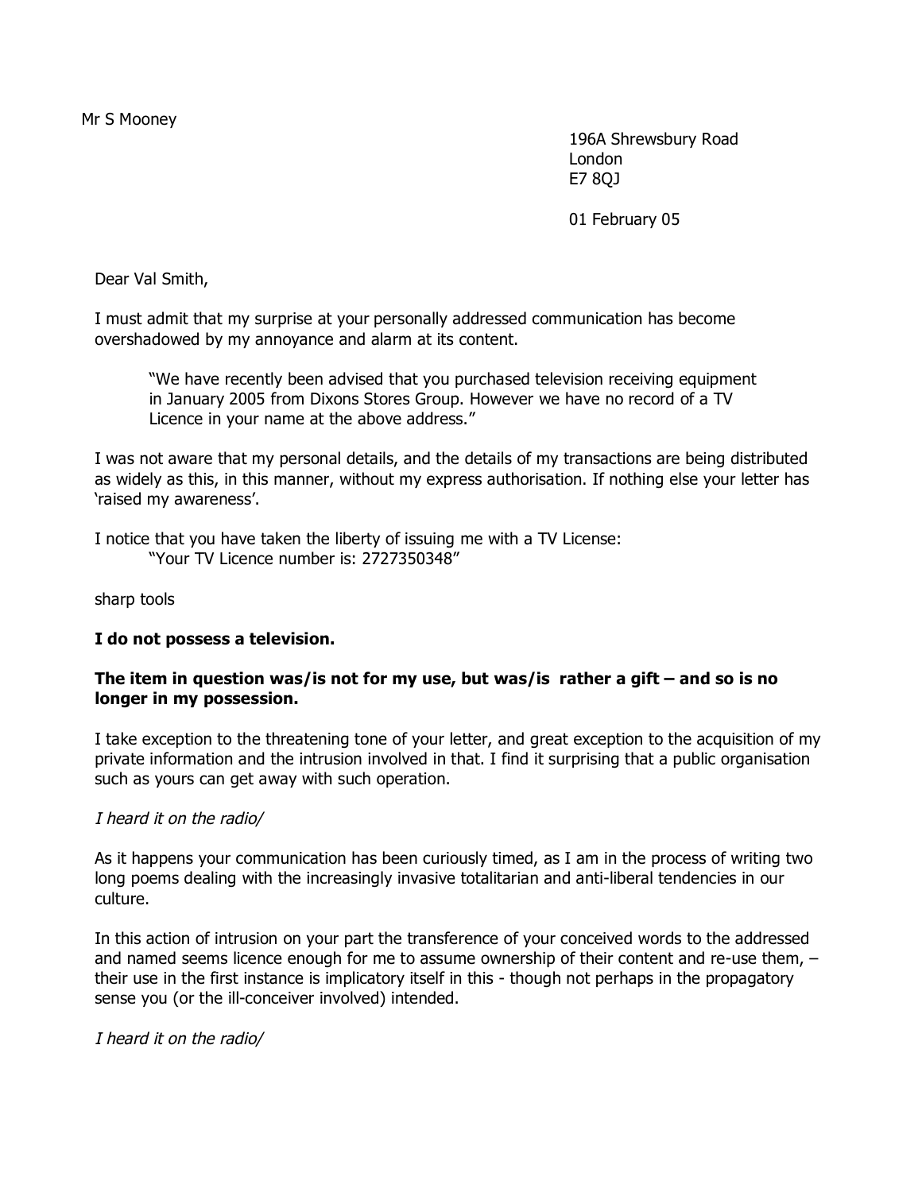Mr S Mooney

196A Shrewsbury Road
London
E7 8QJ

01 February 05

Dear Val Smith,

I must admit that my surprise at your personally addressed communication has become overshadowed by my annoyance and alarm at its content.

> "We have recently been advised that you purchased television receiving equipment in January 2005 from Dixons Stores Group. However we have no record of a TV Licence in your name at the above address."

I was not aware that my personal details, and the details of my transactions are being distributed as widely as this, in this manner, without my express authorisation. If nothing else your letter has 'raised my awareness'.

I notice that you have taken the liberty of issuing me with a TV License:
"Your TV Licence number is: 2727350348"

sharp tools

**I do not possess a television.**

**The item in question was/is not for my use, but was/is rather a gift – and so is no longer in my possession.**

I take exception to the threatening tone of your letter, and great exception to the acquisition of my private information and the intrusion involved in that. I find it surprising that a public organisation such as yours can get away with such operation.

*I heard it on the radio/*

As it happens your communication has been curiously timed, as I am in the process of writing two long poems dealing with the increasingly invasive totalitarian and anti-liberal tendencies in our culture.

In this action of intrusion on your part the transference of your conceived words to the addressed and named seems licence enough for me to assume ownership of their content and re-use them, – their use in the first instance is implicatory itself in this - though not perhaps in the propagatory sense you (or the ill-conceiver involved) intended.

*I heard it on the radio/*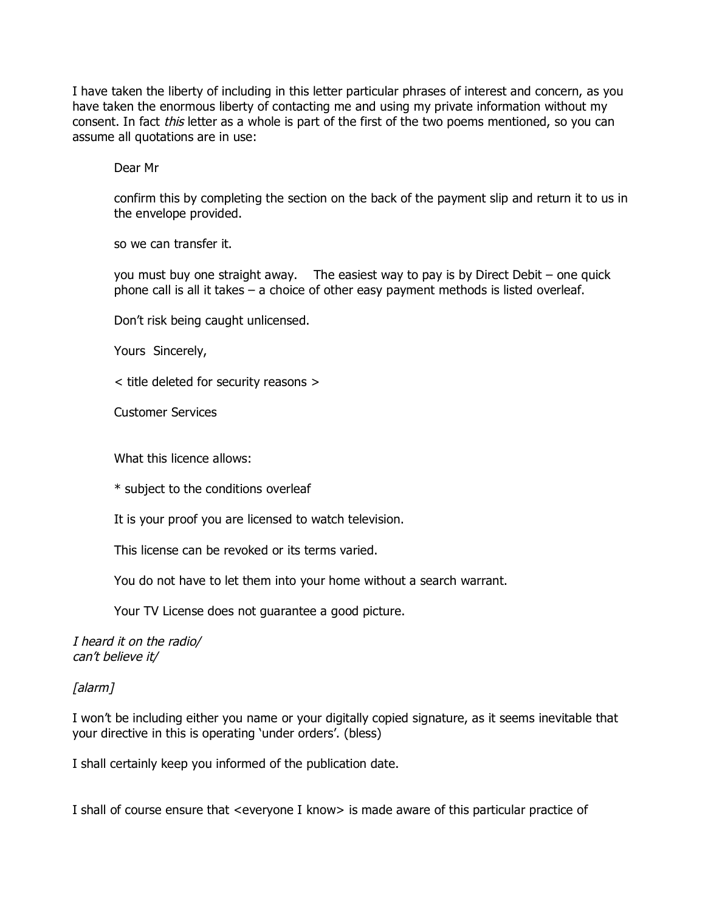I have taken the liberty of including in this letter particular phrases of interest and concern, as you have taken the enormous liberty of contacting me and using my private information without my consent. In fact *this* letter as a whole is part of the first of the two poems mentioned, so you can assume all quotations are in use:

> Dear Mr
>
> confirm this by completing the section on the back of the payment slip and return it to us in the envelope provided.
>
> so we can transfer it.
>
> you must buy one straight away.    The easiest way to pay is by Direct Debit – one quick phone call is all it takes – a choice of other easy payment methods is listed overleaf.
>
> Don't risk being caught unlicensed.
>
> Yours  Sincerely,
>
> < title deleted for security reasons >
>
> Customer Services
>
> What this licence allows:
>
> * subject to the conditions overleaf
>
> It is your proof you are licensed to watch television.
>
> This license can be revoked or its terms varied.
>
> You do not have to let them into your home without a search warrant.
>
> Your TV License does not guarantee a good picture.

*I heard it on the radio/*
*can't believe it/*

*[alarm]*

I won't be including either you name or your digitally copied signature, as it seems inevitable that your directive in this is operating 'under orders'. (bless)

I shall certainly keep you informed of the publication date.

I shall of course ensure that <everyone I know> is made aware of this particular practice of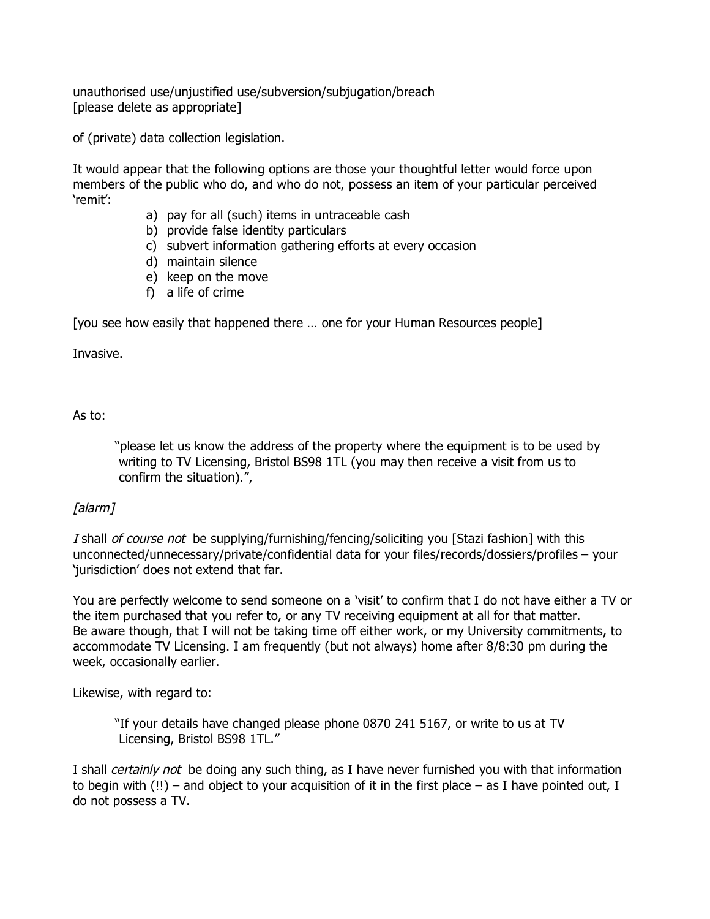unauthorised use/unjustified use/subversion/subjugation/breach
[please delete as appropriate]

of (private) data collection legislation.

It would appear that the following options are those your thoughtful letter would force upon members of the public who do, and who do not, possess an item of your particular perceived 'remit':

- a) pay for all (such) items in untraceable cash
- b) provide false identity particulars
- c) subvert information gathering efforts at every occasion
- d) maintain silence
- e) keep on the move
- f) a life of crime

[you see how easily that happened there … one for your Human Resources people]

Invasive.

As to:

> "please let us know the address of the property where the equipment is to be used by writing to TV Licensing, Bristol BS98 1TL (you may then receive a visit from us to confirm the situation).",

*[alarm]*

*I* shall *of course not* be supplying/furnishing/fencing/soliciting you [Stazi fashion] with this unconnected/unnecessary/private/confidential data for your files/records/dossiers/profiles – your 'jurisdiction' does not extend that far.

You are perfectly welcome to send someone on a 'visit' to confirm that I do not have either a TV or the item purchased that you refer to, or any TV receiving equipment at all for that matter.
Be aware though, that I will not be taking time off either work, or my University commitments, to accommodate TV Licensing. I am frequently (but not always) home after 8/8:30 pm during the week, occasionally earlier.

Likewise, with regard to:

> "If your details have changed please phone 0870 241 5167, or write to us at TV Licensing, Bristol BS98 1TL."

I shall *certainly not* be doing any such thing, as I have never furnished you with that information to begin with (!!) – and object to your acquisition of it in the first place – as I have pointed out, I do not possess a TV.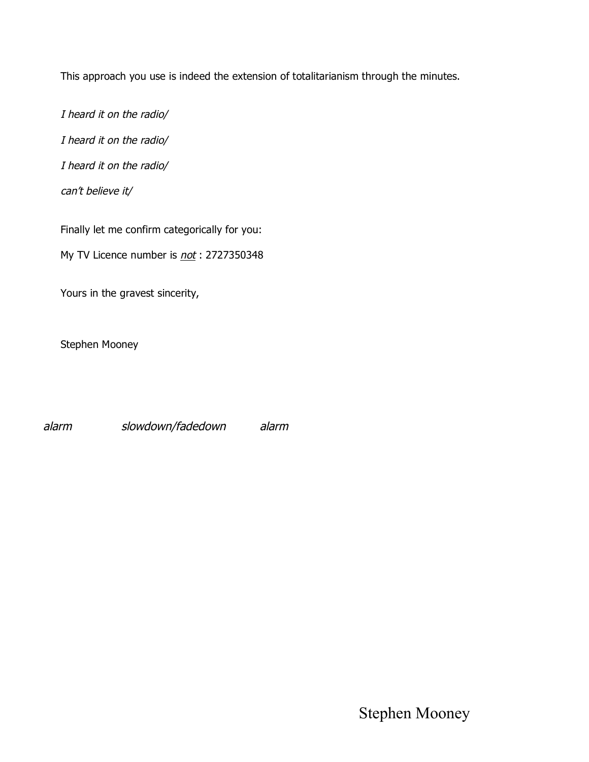This approach you use is indeed the extension of totalitarianism through the minutes.

*I heard it on the radio/*

*I heard it on the radio/*

*I heard it on the radio/*

*can't believe it/*

Finally let me confirm categorically for you:

My TV Licence number is *<u>not</u>* : 2727350348

Yours in the gravest sincerity,

Stephen Mooney

*alarm* *slowdown/fadedown* *alarm*